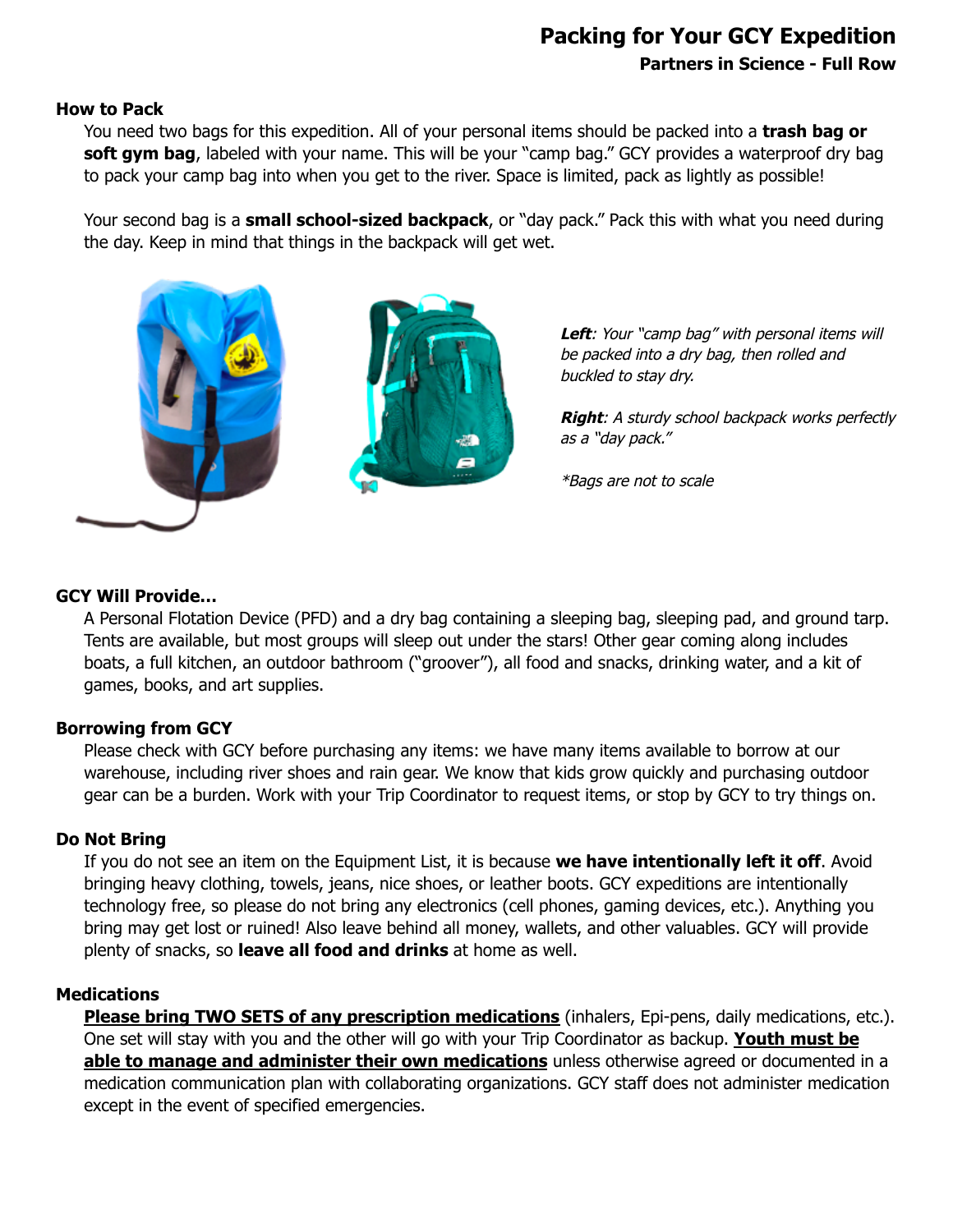# Packing for Your GCY Expedition

**Partners in Science - Full Row**

### How to Pack

You need two bags for this expedition. All of your personal items should be packed into a **trash bag or soft gym bag**, labeled with your name. This will be your "camp bag." GCY provides a waterproof dry bag to pack your camp bag into when you get to the river. Space is limited, pack as lightly as possible!

Your second bag is a **small school-sized backpack**, or "day pack." Pack this with what you need during the day. Keep in mind that things in the backpack will get wet.

***Left**: Your "camp bag" with personal items will be packed into a dry bag, then rolled and buckled to stay dry.*

***Right**: A sturdy school backpack works perfectly as a "day pack."*

*\*Bags are not to scale*

### GCY Will Provide…

A Personal Flotation Device (PFD) and a dry bag containing a sleeping bag, sleeping pad, and ground tarp. Tents are available, but most groups will sleep out under the stars! Other gear coming along includes boats, a full kitchen, an outdoor bathroom ("groover"), all food and snacks, drinking water, and a kit of games, books, and art supplies.

### Borrowing from GCY

Please check with GCY before purchasing any items: we have many items available to borrow at our warehouse, including river shoes and rain gear. We know that kids grow quickly and purchasing outdoor gear can be a burden. Work with your Trip Coordinator to request items, or stop by GCY to try things on.

### Do Not Bring

If you do not see an item on the Equipment List, it is because **we have intentionally left it off**. Avoid bringing heavy clothing, towels, jeans, nice shoes, or leather boots. GCY expeditions are intentionally technology free, so please do not bring any electronics (cell phones, gaming devices, etc.). Anything you bring may get lost or ruined! Also leave behind all money, wallets, and other valuables. GCY will provide plenty of snacks, so **leave all food and drinks** at home as well.

### Medications

**Please bring TWO SETS of any prescription medications** (inhalers, Epi-pens, daily medications, etc.). One set will stay with you and the other will go with your Trip Coordinator as backup. **Youth must be able to manage and administer their own medications** unless otherwise agreed or documented in a medication communication plan with collaborating organizations. GCY staff does not administer medication except in the event of specified emergencies.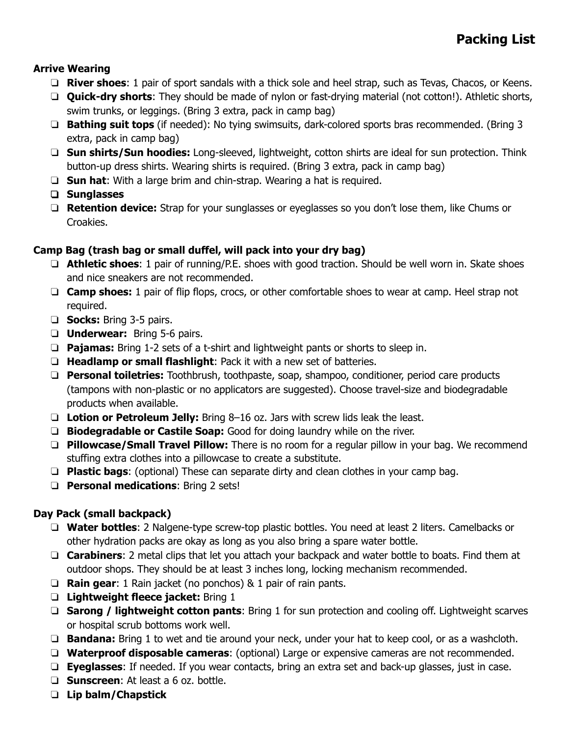# Packing List

### Arrive Wearing

- ❑ **River shoes**: 1 pair of sport sandals with a thick sole and heel strap, such as Tevas, Chacos, or Keens.
- ❑ **Quick-dry shorts**: They should be made of nylon or fast-drying material (not cotton!). Athletic shorts, swim trunks, or leggings. (Bring 3 extra, pack in camp bag)
- ❑ **Bathing suit tops** (if needed): No tying swimsuits, dark-colored sports bras recommended. (Bring 3 extra, pack in camp bag)
- ❑ **Sun shirts/Sun hoodies:** Long-sleeved, lightweight, cotton shirts are ideal for sun protection. Think button-up dress shirts. Wearing shirts is required. (Bring 3 extra, pack in camp bag)
- ❑ **Sun hat**: With a large brim and chin-strap. Wearing a hat is required.
- ❑ **Sunglasses**
- ❑ **Retention device:** Strap for your sunglasses or eyeglasses so you don't lose them, like Chums or Croakies.

### Camp Bag (trash bag or small duffel, will pack into your dry bag)

- ❑ **Athletic shoes**: 1 pair of running/P.E. shoes with good traction. Should be well worn in. Skate shoes and nice sneakers are not recommended.
- ❑ **Camp shoes:** 1 pair of flip flops, crocs, or other comfortable shoes to wear at camp. Heel strap not required.
- ❑ **Socks:** Bring 3-5 pairs.
- ❑ **Underwear:** Bring 5-6 pairs.
- ❑ **Pajamas:** Bring 1-2 sets of a t-shirt and lightweight pants or shorts to sleep in.
- ❑ **Headlamp or small flashlight**: Pack it with a new set of batteries.
- ❑ **Personal toiletries:** Toothbrush, toothpaste, soap, shampoo, conditioner, period care products (tampons with non-plastic or no applicators are suggested). Choose travel-size and biodegradable products when available.
- ❑ **Lotion or Petroleum Jelly:** Bring 8–16 oz. Jars with screw lids leak the least.
- ❑ **Biodegradable or Castile Soap:** Good for doing laundry while on the river.
- ❑ **Pillowcase/Small Travel Pillow:** There is no room for a regular pillow in your bag. We recommend stuffing extra clothes into a pillowcase to create a substitute.
- ❑ **Plastic bags**: (optional) These can separate dirty and clean clothes in your camp bag.
- ❑ **Personal medications**: Bring 2 sets!

### Day Pack (small backpack)

- ❑ **Water bottles**: 2 Nalgene-type screw-top plastic bottles. You need at least 2 liters. Camelbacks or other hydration packs are okay as long as you also bring a spare water bottle.
- ❑ **Carabiners**: 2 metal clips that let you attach your backpack and water bottle to boats. Find them at outdoor shops. They should be at least 3 inches long, locking mechanism recommended.
- ❑ **Rain gear**: 1 Rain jacket (no ponchos) & 1 pair of rain pants.
- ❑ **Lightweight fleece jacket:** Bring 1
- ❑ **Sarong / lightweight cotton pants**: Bring 1 for sun protection and cooling off. Lightweight scarves or hospital scrub bottoms work well.
- ❑ **Bandana:** Bring 1 to wet and tie around your neck, under your hat to keep cool, or as a washcloth.
- ❑ **Waterproof disposable cameras**: (optional) Large or expensive cameras are not recommended.
- ❑ **Eyeglasses**: If needed. If you wear contacts, bring an extra set and back-up glasses, just in case.
- ❑ **Sunscreen**: At least a 6 oz. bottle.
- ❑ **Lip balm/Chapstick**